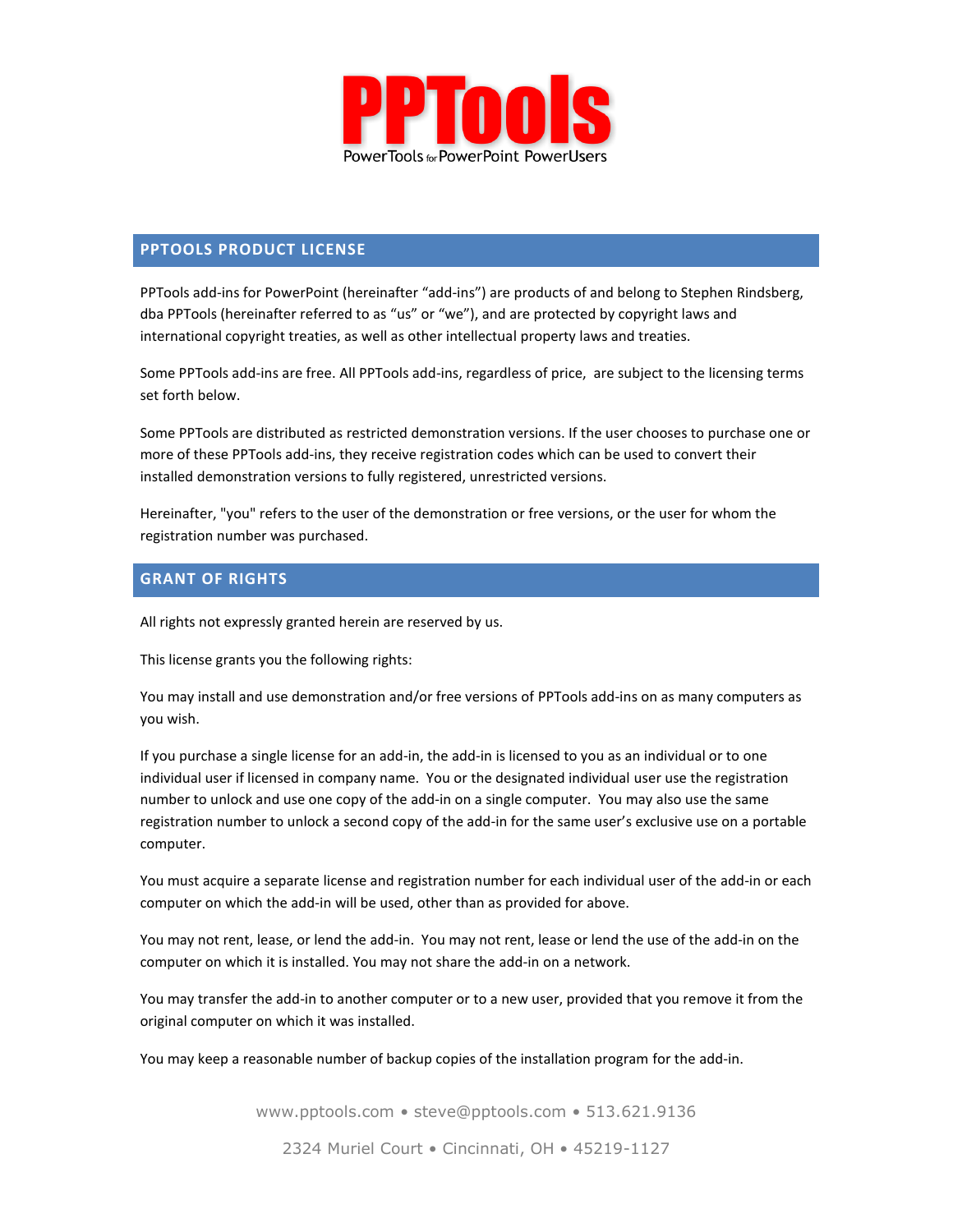# PPTools

PowerTools for PowerPoint PowerUsers

## PPTOOLS PRODUCT LICENSE

PPTools add-ins for PowerPoint (hereinafter "add-ins") are products of and belong to Stephen Rindsberg, dba PPTools (hereinafter referred to as "us" or "we"), and are protected by copyright laws and international copyright treaties, as well as other intellectual property laws and treaties.

Some PPTools add-ins are free. All PPTools add-ins, regardless of price, are subject to the licensing terms set forth below.

Some PPTools are distributed as restricted demonstration versions. If the user chooses to purchase one or more of these PPTools add-ins, they receive registration codes which can be used to convert their installed demonstration versions to fully registered, unrestricted versions.

Hereinafter, "you" refers to the user of the demonstration or free versions, or the user for whom the registration number was purchased.

## GRANT OF RIGHTS

All rights not expressly granted herein are reserved by us.

This license grants you the following rights:

You may install and use demonstration and/or free versions of PPTools add-ins on as many computers as you wish.

If you purchase a single license for an add-in, the add-in is licensed to you as an individual or to one individual user if licensed in company name. You or the designated individual user use the registration number to unlock and use one copy of the add-in on a single computer. You may also use the same registration number to unlock a second copy of the add-in for the same user's exclusive use on a portable computer.

You must acquire a separate license and registration number for each individual user of the add-in or each computer on which the add-in will be used, other than as provided for above.

You may not rent, lease, or lend the add-in. You may not rent, lease or lend the use of the add-in on the computer on which it is installed. You may not share the add-in on a network.

You may transfer the add-in to another computer or to a new user, provided that you remove it from the original computer on which it was installed.

You may keep a reasonable number of backup copies of the installation program for the add-in.

www.pptools.com • steve@pptools.com • 513.621.9136

2324 Muriel Court • Cincinnati, OH • 45219-1127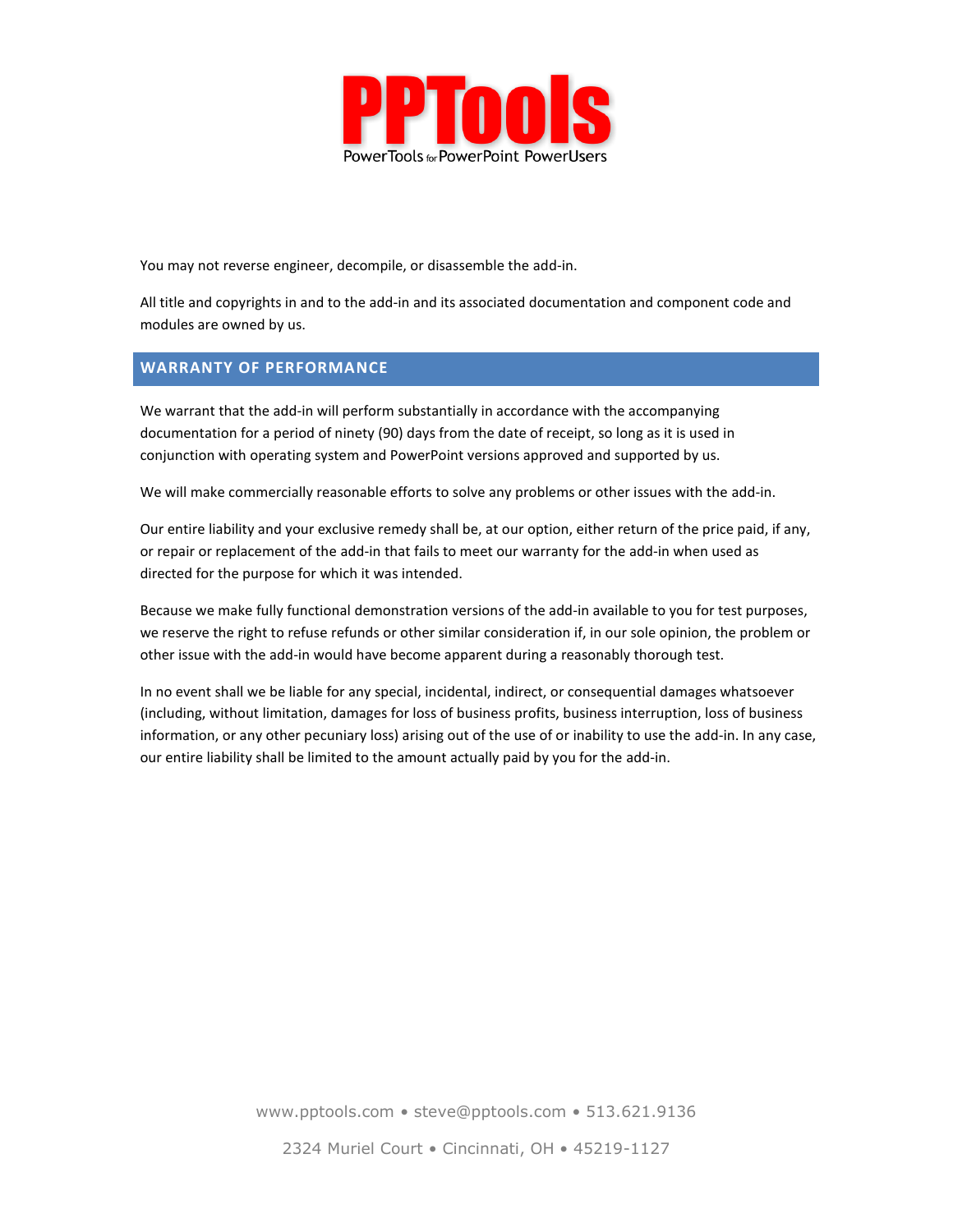You may not reverse engineer, decompile, or disassemble the add-in.

All title and copyrights in and to the add-in and its associated documentation and component code and modules are owned by us.

## WARRANTY OF PERFORMANCE

We warrant that the add-in will perform substantially in accordance with the accompanying documentation for a period of ninety (90) days from the date of receipt, so long as it is used in conjunction with operating system and PowerPoint versions approved and supported by us.

We will make commercially reasonable efforts to solve any problems or other issues with the add-in.

Our entire liability and your exclusive remedy shall be, at our option, either return of the price paid, if any, or repair or replacement of the add-in that fails to meet our warranty for the add-in when used as directed for the purpose for which it was intended.

Because we make fully functional demonstration versions of the add-in available to you for test purposes, we reserve the right to refuse refunds or other similar consideration if, in our sole opinion, the problem or other issue with the add-in would have become apparent during a reasonably thorough test.

In no event shall we be liable for any special, incidental, indirect, or consequential damages whatsoever (including, without limitation, damages for loss of business profits, business interruption, loss of business information, or any other pecuniary loss) arising out of the use of or inability to use the add-in. In any case, our entire liability shall be limited to the amount actually paid by you for the add-in.